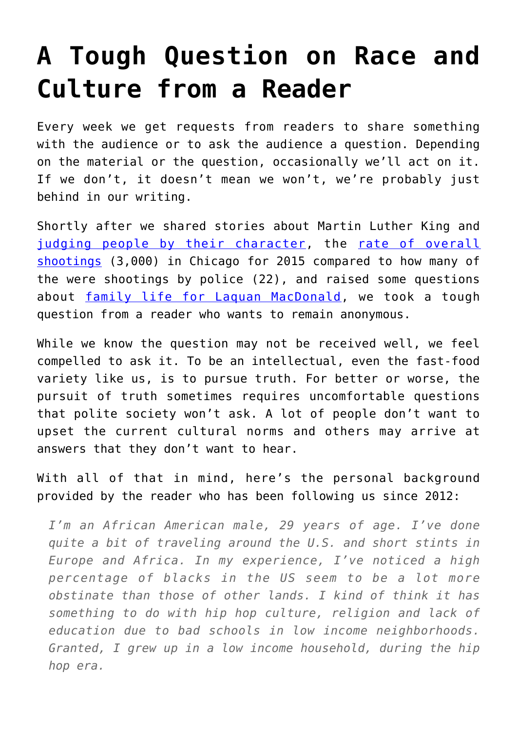# A Tough Question on Race and Culture from a Reader

Every week we get requests from readers to share something with the audience or to ask the audience a question. Depending on the material or the question, occasionally we'll act on it. If we don't, it doesn't mean we won't, we're probably just behind in our writing.

Shortly after we shared stories about Martin Luther King and [judging people by their character](), the [rate of overall shootings]() (3,000) in Chicago for 2015 compared to how many of the were shootings by police (22), and raised some questions about [family life for Laquan MacDonald](), we took a tough question from a reader who wants to remain anonymous.

While we know the question may not be received well, we feel compelled to ask it. To be an intellectual, even the fast-food variety like us, is to pursue truth. For better or worse, the pursuit of truth sometimes requires uncomfortable questions that polite society won't ask. A lot of people don't want to upset the current cultural norms and others may arrive at answers that they don't want to hear.

With all of that in mind, here's the personal background provided by the reader who has been following us since 2012:

> *I'm an African American male, 29 years of age. I've done quite a bit of traveling around the U.S. and short stints in Europe and Africa. In my experience, I've noticed a high percentage of blacks in the US seem to be a lot more obstinate than those of other lands. I kind of think it has something to do with hip hop culture, religion and lack of education due to bad schools in low income neighborhoods. Granted, I grew up in a low income household, during the hip hop era.*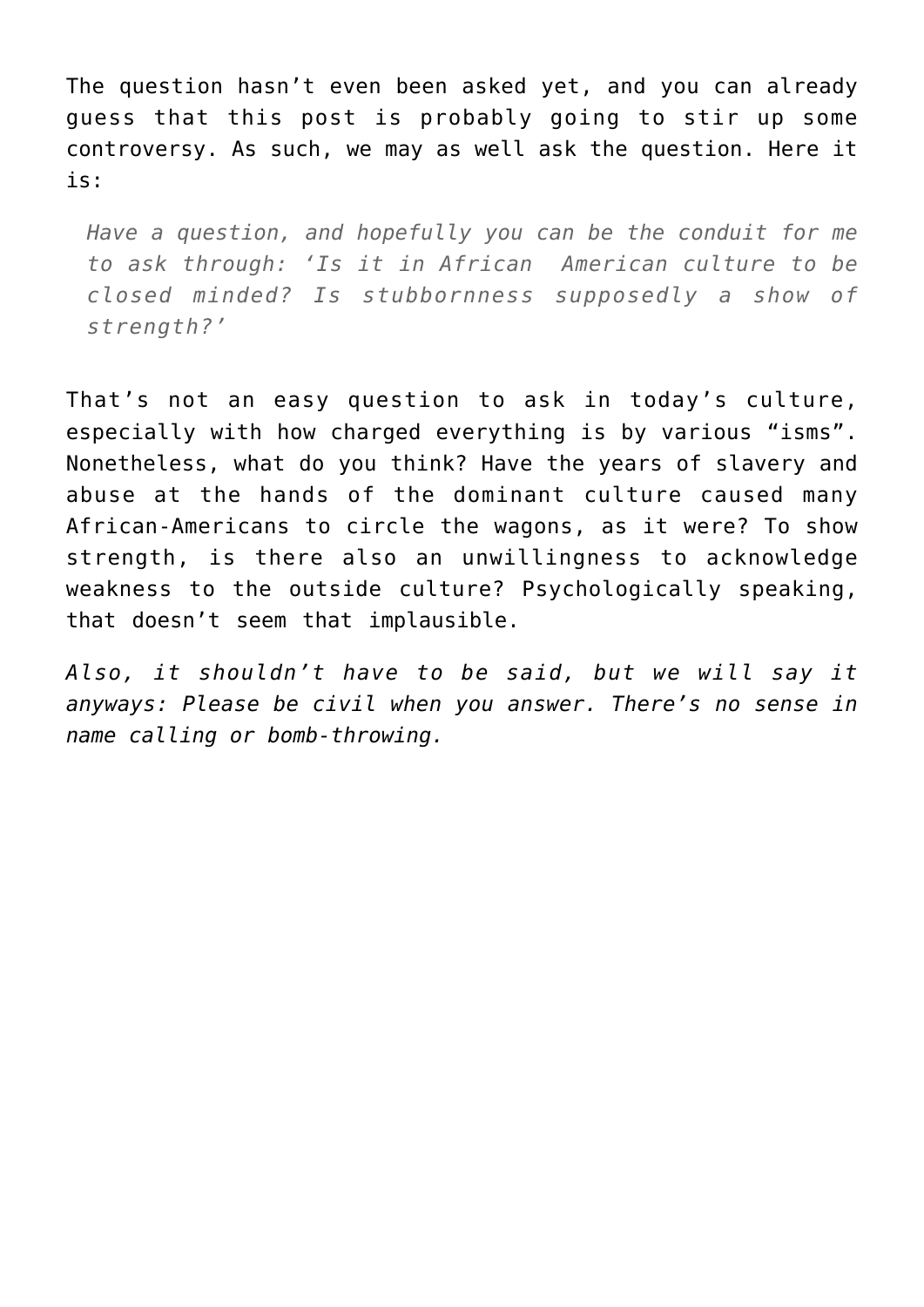The question hasn't even been asked yet, and you can already guess that this post is probably going to stir up some controversy. As such, we may as well ask the question. Here it is:

> *Have a question, and hopefully you can be the conduit for me to ask through: 'Is it in African  American culture to be closed minded? Is stubbornness supposedly a show of strength?'*

That's not an easy question to ask in today's culture, especially with how charged everything is by various "isms". Nonetheless, what do you think? Have the years of slavery and abuse at the hands of the dominant culture caused many African-Americans to circle the wagons, as it were? To show strength, is there also an unwillingness to acknowledge weakness to the outside culture? Psychologically speaking, that doesn't seem that implausible.

*Also, it shouldn't have to be said, but we will say it anyways: Please be civil when you answer. There's no sense in name calling or bomb-throwing.*